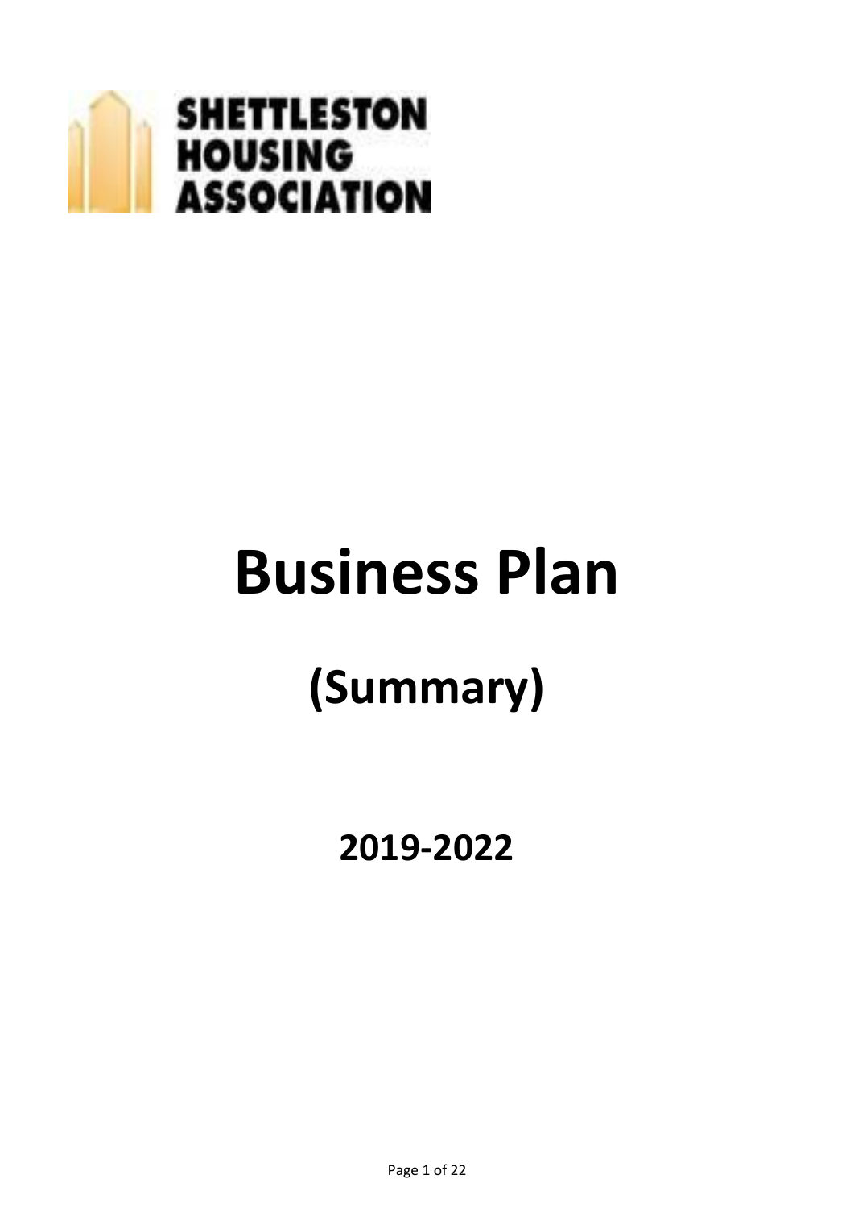SHETTLESTON HOUSING ASSOCIATION

# Business Plan

## (Summary)

### 2019-2022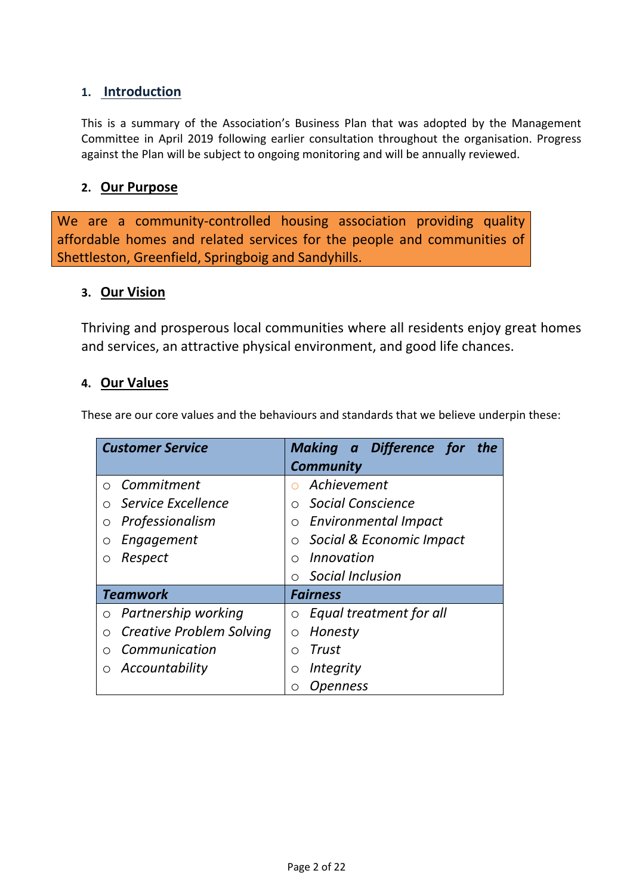## 1. Introduction

This is a summary of the Association's Business Plan that was adopted by the Management Committee in April 2019 following earlier consultation throughout the organisation. Progress against the Plan will be subject to ongoing monitoring and will be annually reviewed.

## 2. Our Purpose

We are a community-controlled housing association providing quality affordable homes and related services for the people and communities of Shettleston, Greenfield, Springboig and Sandyhills.

## 3. Our Vision

Thriving and prosperous local communities where all residents enjoy great homes and services, an attractive physical environment, and good life chances.

## 4. Our Values

These are our core values and the behaviours and standards that we believe underpin these:

| ***Customer Service*** | ***Making a Difference for the Community*** |
|---|---|
| ○ *Commitment*<br>○ *Service Excellence*<br>○ *Professionalism*<br>○ *Engagement*<br>○ *Respect* | ○ *Achievement*<br>○ *Social Conscience*<br>○ *Environmental Impact*<br>○ *Social & Economic Impact*<br>○ *Innovation*<br>○ *Social Inclusion* |
| ***Teamwork*** | ***Fairness*** |
| ○ *Partnership working*<br>○ *Creative Problem Solving*<br>○ *Communication*<br>○ *Accountability* | ○ *Equal treatment for all*<br>○ *Honesty*<br>○ *Trust*<br>○ *Integrity*<br>○ *Openness* |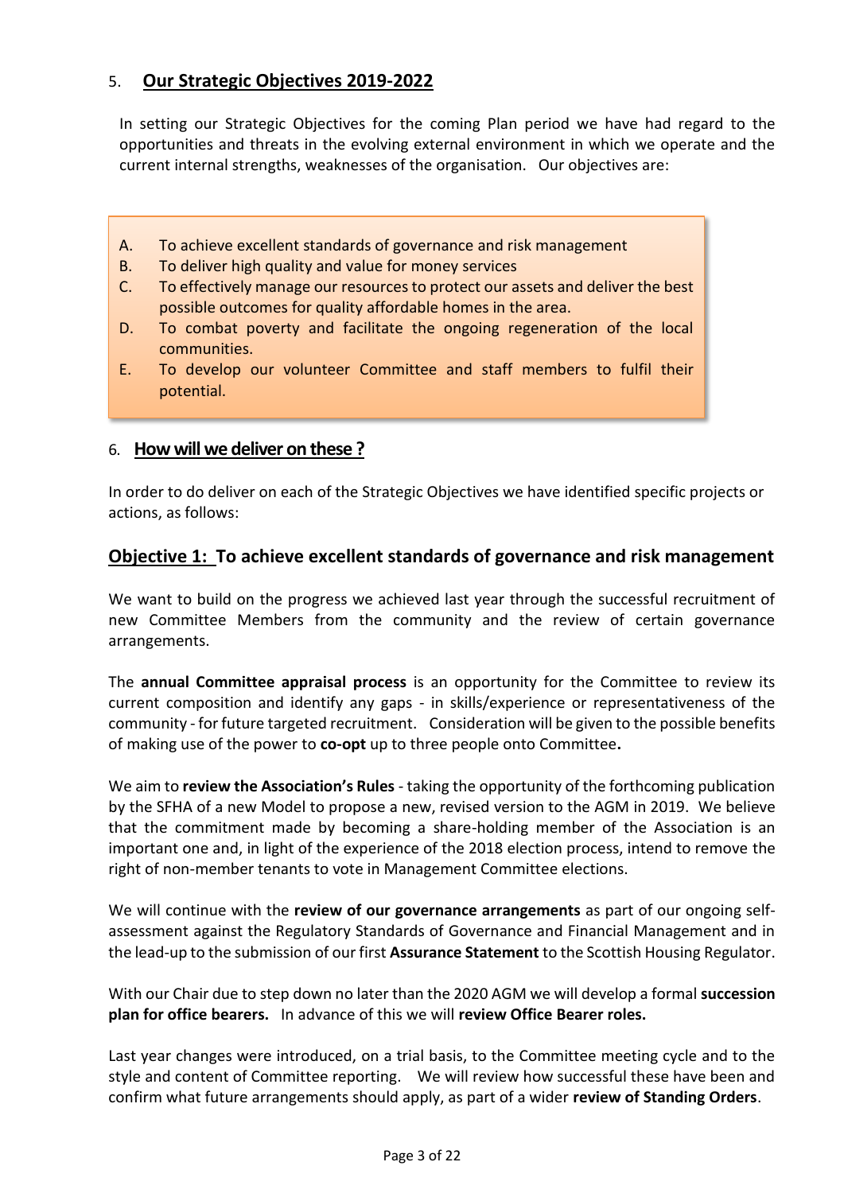## 5. Our Strategic Objectives 2019-2022

In setting our Strategic Objectives for the coming Plan period we have had regard to the opportunities and threats in the evolving external environment in which we operate and the current internal strengths, weaknesses of the organisation. Our objectives are:

- A. To achieve excellent standards of governance and risk management
- B. To deliver high quality and value for money services
- C. To effectively manage our resources to protect our assets and deliver the best possible outcomes for quality affordable homes in the area.
- D. To combat poverty and facilitate the ongoing regeneration of the local communities.
- E. To develop our volunteer Committee and staff members to fulfil their potential.

## 6. How will we deliver on these ?

In order to do deliver on each of the Strategic Objectives we have identified specific projects or actions, as follows:

### Objective 1: To achieve excellent standards of governance and risk management

We want to build on the progress we achieved last year through the successful recruitment of new Committee Members from the community and the review of certain governance arrangements.

The **annual Committee appraisal process** is an opportunity for the Committee to review its current composition and identify any gaps - in skills/experience or representativeness of the community - for future targeted recruitment. Consideration will be given to the possible benefits of making use of the power to **co-opt** up to three people onto Committee**.**

We aim to **review the Association's Rules** - taking the opportunity of the forthcoming publication by the SFHA of a new Model to propose a new, revised version to the AGM in 2019. We believe that the commitment made by becoming a share-holding member of the Association is an important one and, in light of the experience of the 2018 election process, intend to remove the right of non-member tenants to vote in Management Committee elections.

We will continue with the **review of our governance arrangements** as part of our ongoing self-assessment against the Regulatory Standards of Governance and Financial Management and in the lead-up to the submission of our first **Assurance Statement** to the Scottish Housing Regulator.

With our Chair due to step down no later than the 2020 AGM we will develop a formal **succession plan for office bearers.** In advance of this we will **review Office Bearer roles.**

Last year changes were introduced, on a trial basis, to the Committee meeting cycle and to the style and content of Committee reporting. We will review how successful these have been and confirm what future arrangements should apply, as part of a wider **review of Standing Orders**.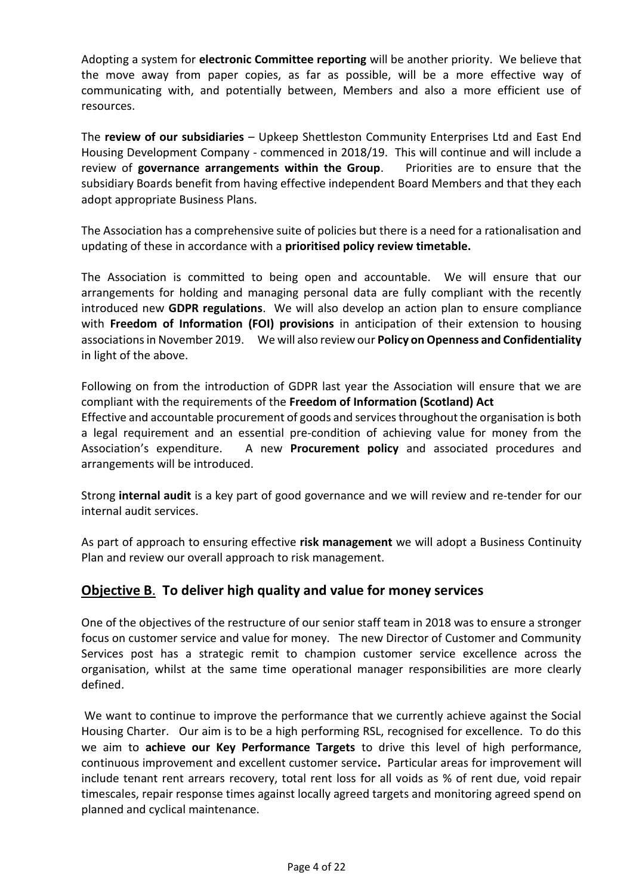Adopting a system for **electronic Committee reporting** will be another priority. We believe that the move away from paper copies, as far as possible, will be a more effective way of communicating with, and potentially between, Members and also a more efficient use of resources.

The **review of our subsidiaries** – Upkeep Shettleston Community Enterprises Ltd and East End Housing Development Company - commenced in 2018/19. This will continue and will include a review of **governance arrangements within the Group**. Priorities are to ensure that the subsidiary Boards benefit from having effective independent Board Members and that they each adopt appropriate Business Plans.

The Association has a comprehensive suite of policies but there is a need for a rationalisation and updating of these in accordance with a **prioritised policy review timetable.**

The Association is committed to being open and accountable. We will ensure that our arrangements for holding and managing personal data are fully compliant with the recently introduced new **GDPR regulations**. We will also develop an action plan to ensure compliance with **Freedom of Information (FOI) provisions** in anticipation of their extension to housing associations in November 2019. We will also review our **Policy on Openness and Confidentiality** in light of the above.

Following on from the introduction of GDPR last year the Association will ensure that we are compliant with the requirements of the **Freedom of Information (Scotland) Act**
Effective and accountable procurement of goods and services throughout the organisation is both a legal requirement and an essential pre-condition of achieving value for money from the Association's expenditure. A new **Procurement policy** and associated procedures and arrangements will be introduced.

Strong **internal audit** is a key part of good governance and we will review and re-tender for our internal audit services.

As part of approach to ensuring effective **risk management** we will adopt a Business Continuity Plan and review our overall approach to risk management.

## Objective B. To deliver high quality and value for money services

One of the objectives of the restructure of our senior staff team in 2018 was to ensure a stronger focus on customer service and value for money. The new Director of Customer and Community Services post has a strategic remit to champion customer service excellence across the organisation, whilst at the same time operational manager responsibilities are more clearly defined.

We want to continue to improve the performance that we currently achieve against the Social Housing Charter. Our aim is to be a high performing RSL, recognised for excellence. To do this we aim to **achieve our Key Performance Targets** to drive this level of high performance, continuous improvement and excellent customer service**.** Particular areas for improvement will include tenant rent arrears recovery, total rent loss for all voids as % of rent due, void repair timescales, repair response times against locally agreed targets and monitoring agreed spend on planned and cyclical maintenance.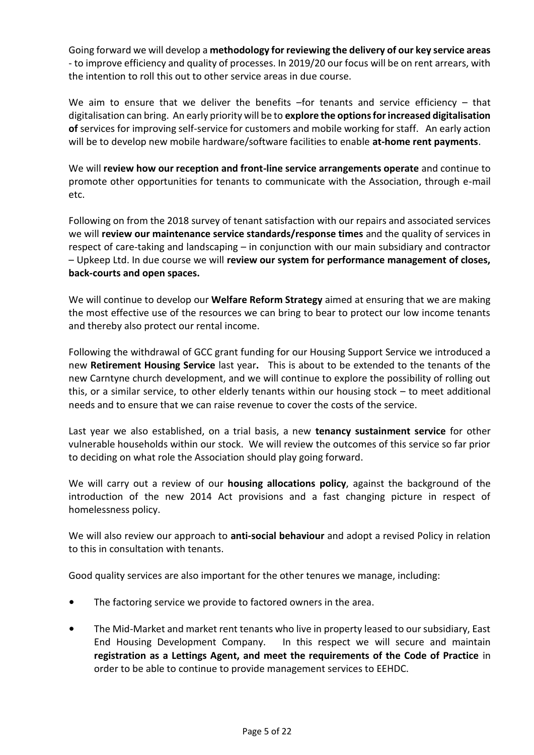Going forward we will develop a **methodology for reviewing the delivery of our key service areas** - to improve efficiency and quality of processes. In 2019/20 our focus will be on rent arrears, with the intention to roll this out to other service areas in due course.

We aim to ensure that we deliver the benefits –for tenants and service efficiency – that digitalisation can bring. An early priority will be to **explore the options for increased digitalisation of** services for improving self-service for customers and mobile working for staff. An early action will be to develop new mobile hardware/software facilities to enable **at-home rent payments**.

We will **review how our reception and front-line service arrangements operate** and continue to promote other opportunities for tenants to communicate with the Association, through e-mail etc.

Following on from the 2018 survey of tenant satisfaction with our repairs and associated services we will **review our maintenance service standards/response times** and the quality of services in respect of care-taking and landscaping – in conjunction with our main subsidiary and contractor – Upkeep Ltd. In due course we will **review our system for performance management of closes, back-courts and open spaces.**

We will continue to develop our **Welfare Reform Strategy** aimed at ensuring that we are making the most effective use of the resources we can bring to bear to protect our low income tenants and thereby also protect our rental income.

Following the withdrawal of GCC grant funding for our Housing Support Service we introduced a new **Retirement Housing Service** last year**.** This is about to be extended to the tenants of the new Carntyne church development, and we will continue to explore the possibility of rolling out this, or a similar service, to other elderly tenants within our housing stock – to meet additional needs and to ensure that we can raise revenue to cover the costs of the service.

Last year we also established, on a trial basis, a new **tenancy sustainment service** for other vulnerable households within our stock. We will review the outcomes of this service so far prior to deciding on what role the Association should play going forward.

We will carry out a review of our **housing allocations policy**, against the background of the introduction of the new 2014 Act provisions and a fast changing picture in respect of homelessness policy.

We will also review our approach to **anti-social behaviour** and adopt a revised Policy in relation to this in consultation with tenants.

Good quality services are also important for the other tenures we manage, including:

- The factoring service we provide to factored owners in the area.
- The Mid-Market and market rent tenants who live in property leased to our subsidiary, East End Housing Development Company. In this respect we will secure and maintain **registration as a Lettings Agent, and meet the requirements of the Code of Practice** in order to be able to continue to provide management services to EEHDC.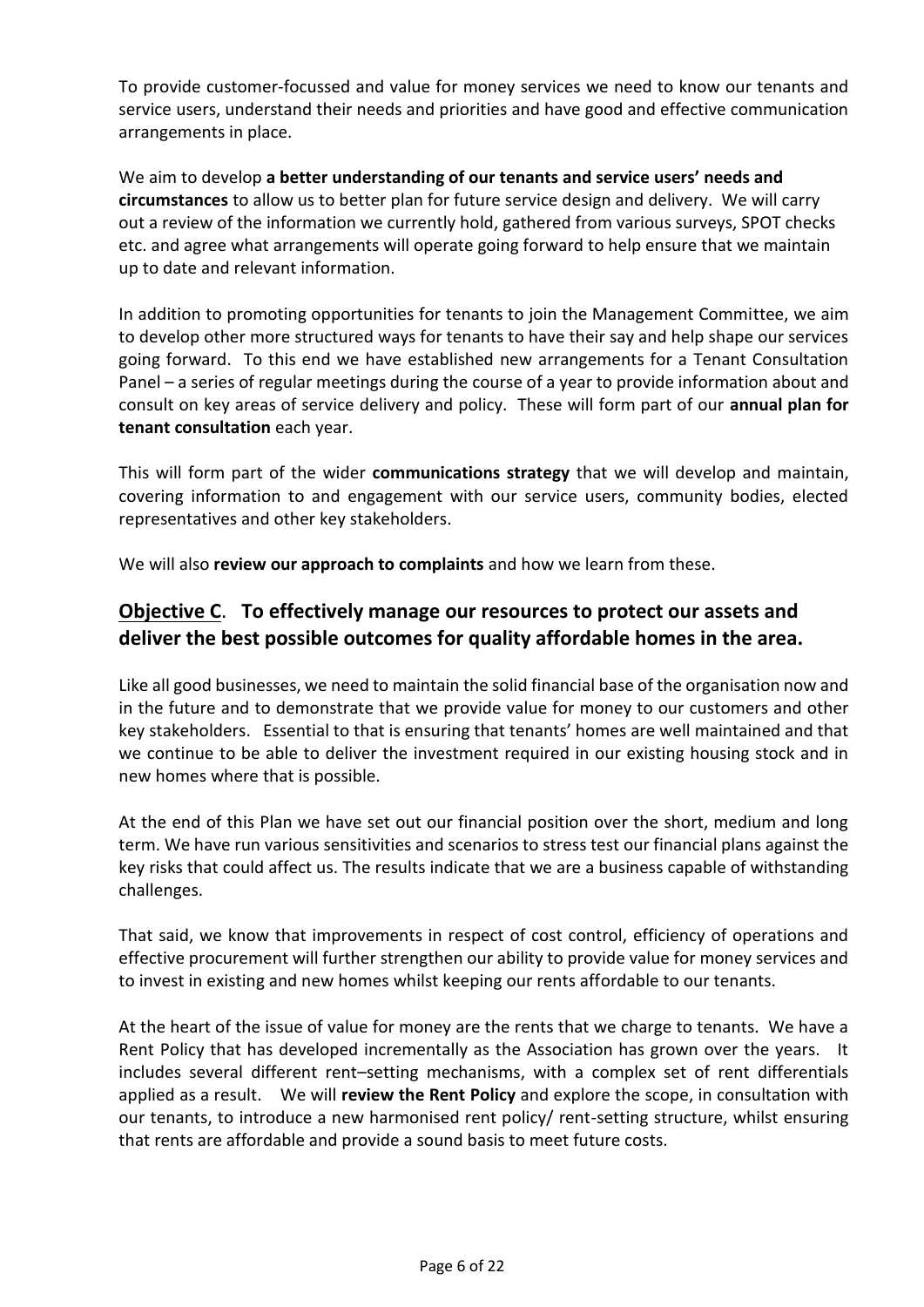To provide customer-focussed and value for money services we need to know our tenants and service users, understand their needs and priorities and have good and effective communication arrangements in place.

We aim to develop **a better understanding of our tenants and service users' needs and circumstances** to allow us to better plan for future service design and delivery. We will carry out a review of the information we currently hold, gathered from various surveys, SPOT checks etc. and agree what arrangements will operate going forward to help ensure that we maintain up to date and relevant information.

In addition to promoting opportunities for tenants to join the Management Committee, we aim to develop other more structured ways for tenants to have their say and help shape our services going forward. To this end we have established new arrangements for a Tenant Consultation Panel – a series of regular meetings during the course of a year to provide information about and consult on key areas of service delivery and policy. These will form part of our **annual plan for tenant consultation** each year.

This will form part of the wider **communications strategy** that we will develop and maintain, covering information to and engagement with our service users, community bodies, elected representatives and other key stakeholders.

We will also **review our approach to complaints** and how we learn from these.

## Objective C. To effectively manage our resources to protect our assets and deliver the best possible outcomes for quality affordable homes in the area.

Like all good businesses, we need to maintain the solid financial base of the organisation now and in the future and to demonstrate that we provide value for money to our customers and other key stakeholders. Essential to that is ensuring that tenants' homes are well maintained and that we continue to be able to deliver the investment required in our existing housing stock and in new homes where that is possible.

At the end of this Plan we have set out our financial position over the short, medium and long term. We have run various sensitivities and scenarios to stress test our financial plans against the key risks that could affect us. The results indicate that we are a business capable of withstanding challenges.

That said, we know that improvements in respect of cost control, efficiency of operations and effective procurement will further strengthen our ability to provide value for money services and to invest in existing and new homes whilst keeping our rents affordable to our tenants.

At the heart of the issue of value for money are the rents that we charge to tenants. We have a Rent Policy that has developed incrementally as the Association has grown over the years. It includes several different rent–setting mechanisms, with a complex set of rent differentials applied as a result. We will **review the Rent Policy** and explore the scope, in consultation with our tenants, to introduce a new harmonised rent policy/ rent-setting structure, whilst ensuring that rents are affordable and provide a sound basis to meet future costs.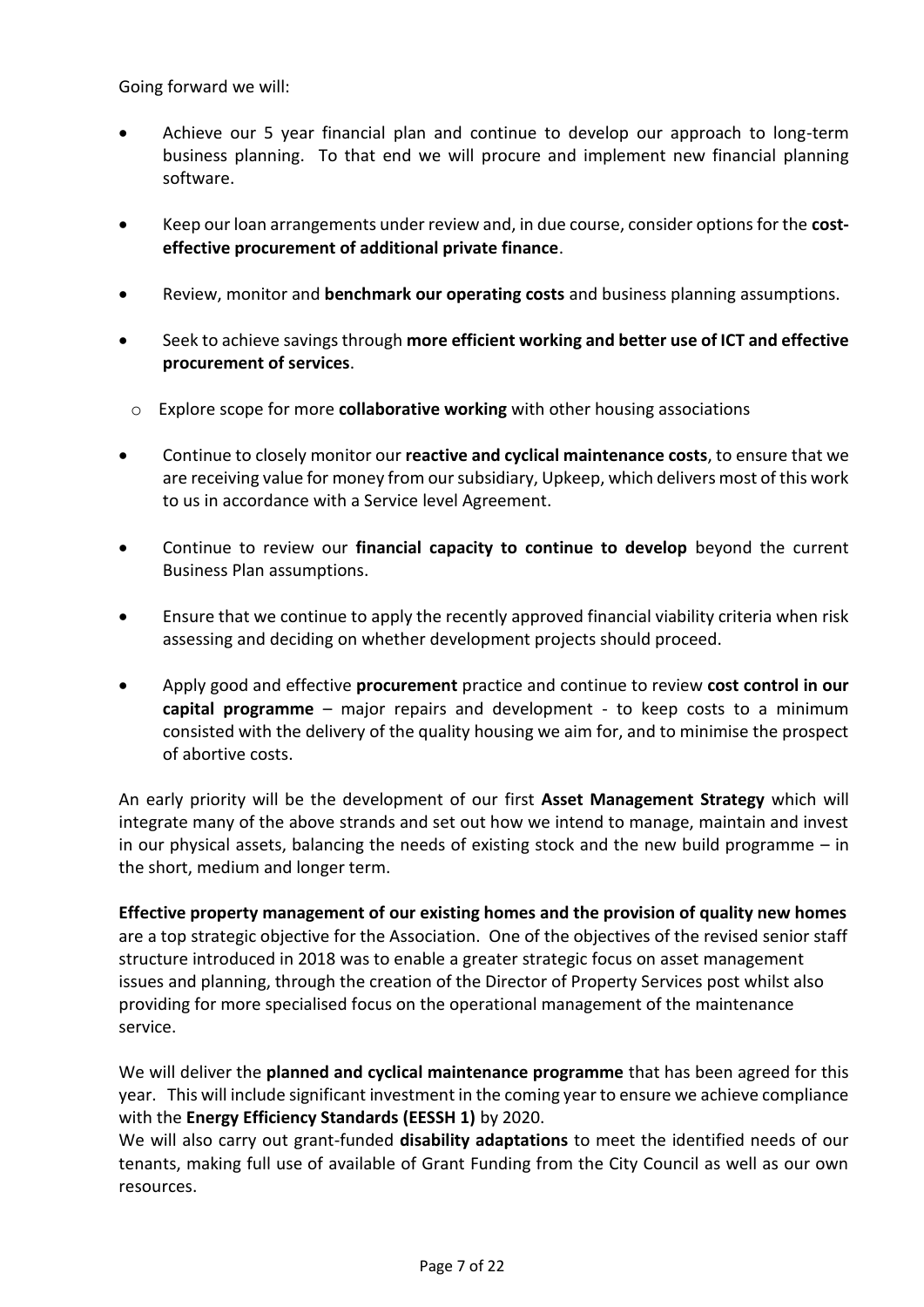Going forward we will:

- Achieve our 5 year financial plan and continue to develop our approach to long-term business planning. To that end we will procure and implement new financial planning software.
- Keep our loan arrangements under review and, in due course, consider options for the **cost-effective procurement of additional private finance**.
- Review, monitor and **benchmark our operating costs** and business planning assumptions.
- Seek to achieve savings through **more efficient working and better use of ICT and effective procurement of services**.
  - Explore scope for more **collaborative working** with other housing associations
- Continue to closely monitor our **reactive and cyclical maintenance costs**, to ensure that we are receiving value for money from our subsidiary, Upkeep, which delivers most of this work to us in accordance with a Service level Agreement.
- Continue to review our **financial capacity to continue to develop** beyond the current Business Plan assumptions.
- Ensure that we continue to apply the recently approved financial viability criteria when risk assessing and deciding on whether development projects should proceed.
- Apply good and effective **procurement** practice and continue to review **cost control in our capital programme** – major repairs and development - to keep costs to a minimum consisted with the delivery of the quality housing we aim for, and to minimise the prospect of abortive costs.

An early priority will be the development of our first **Asset Management Strategy** which will integrate many of the above strands and set out how we intend to manage, maintain and invest in our physical assets, balancing the needs of existing stock and the new build programme – in the short, medium and longer term.

**Effective property management of our existing homes and the provision of quality new homes** are a top strategic objective for the Association. One of the objectives of the revised senior staff structure introduced in 2018 was to enable a greater strategic focus on asset management issues and planning, through the creation of the Director of Property Services post whilst also providing for more specialised focus on the operational management of the maintenance service.

We will deliver the **planned and cyclical maintenance programme** that has been agreed for this year. This will include significant investment in the coming year to ensure we achieve compliance with the **Energy Efficiency Standards (EESSH 1)** by 2020.

We will also carry out grant-funded **disability adaptations** to meet the identified needs of our tenants, making full use of available of Grant Funding from the City Council as well as our own resources.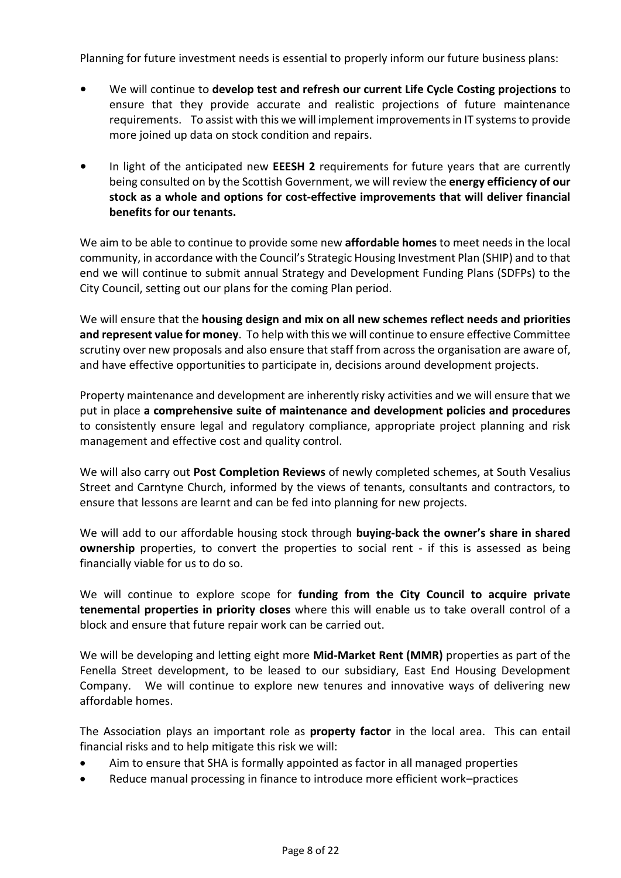Planning for future investment needs is essential to properly inform our future business plans:

- We will continue to **develop test and refresh our current Life Cycle Costing projections** to ensure that they provide accurate and realistic projections of future maintenance requirements. To assist with this we will implement improvements in IT systems to provide more joined up data on stock condition and repairs.

- In light of the anticipated new **EEESH 2** requirements for future years that are currently being consulted on by the Scottish Government, we will review the **energy efficiency of our stock as a whole and options for cost-effective improvements that will deliver financial benefits for our tenants.**

We aim to be able to continue to provide some new **affordable homes** to meet needs in the local community, in accordance with the Council's Strategic Housing Investment Plan (SHIP) and to that end we will continue to submit annual Strategy and Development Funding Plans (SDFPs) to the City Council, setting out our plans for the coming Plan period.

We will ensure that the **housing design and mix on all new schemes reflect needs and priorities and represent value for money**. To help with this we will continue to ensure effective Committee scrutiny over new proposals and also ensure that staff from across the organisation are aware of, and have effective opportunities to participate in, decisions around development projects.

Property maintenance and development are inherently risky activities and we will ensure that we put in place **a comprehensive suite of maintenance and development policies and procedures** to consistently ensure legal and regulatory compliance, appropriate project planning and risk management and effective cost and quality control.

We will also carry out **Post Completion Reviews** of newly completed schemes, at South Vesalius Street and Carntyne Church, informed by the views of tenants, consultants and contractors, to ensure that lessons are learnt and can be fed into planning for new projects.

We will add to our affordable housing stock through **buying-back the owner's share in shared ownership** properties, to convert the properties to social rent - if this is assessed as being financially viable for us to do so.

We will continue to explore scope for **funding from the City Council to acquire private tenemental properties in priority closes** where this will enable us to take overall control of a block and ensure that future repair work can be carried out.

We will be developing and letting eight more **Mid-Market Rent (MMR)** properties as part of the Fenella Street development, to be leased to our subsidiary, East End Housing Development Company. We will continue to explore new tenures and innovative ways of delivering new affordable homes.

The Association plays an important role as **property factor** in the local area. This can entail financial risks and to help mitigate this risk we will:

- Aim to ensure that SHA is formally appointed as factor in all managed properties
- Reduce manual processing in finance to introduce more efficient work–practices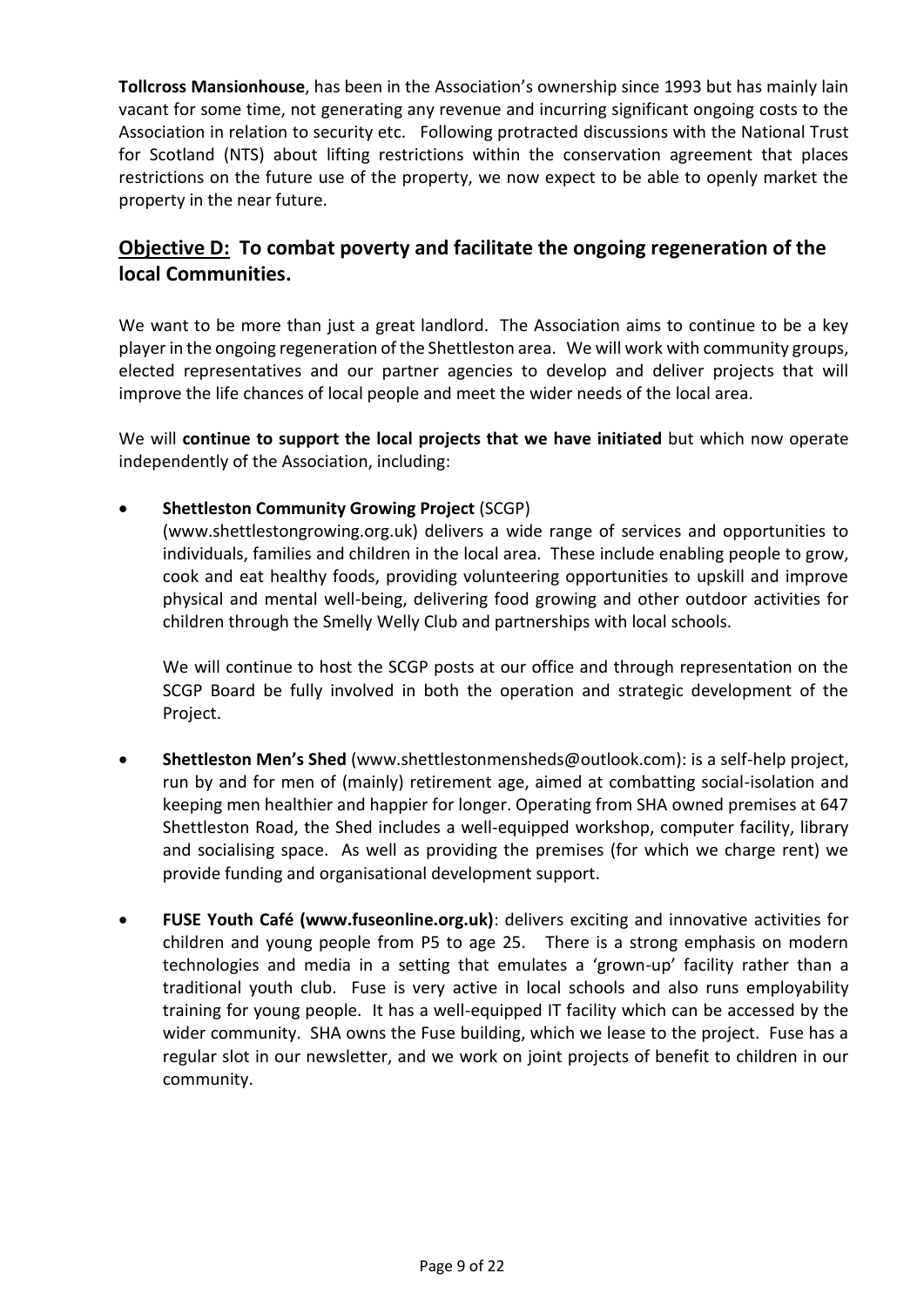**Tollcross Mansionhouse**, has been in the Association's ownership since 1993 but has mainly lain vacant for some time, not generating any revenue and incurring significant ongoing costs to the Association in relation to security etc. Following protracted discussions with the National Trust for Scotland (NTS) about lifting restrictions within the conservation agreement that places restrictions on the future use of the property, we now expect to be able to openly market the property in the near future.

## Objective D: To combat poverty and facilitate the ongoing regeneration of the local Communities.

We want to be more than just a great landlord. The Association aims to continue to be a key player in the ongoing regeneration of the Shettleston area. We will work with community groups, elected representatives and our partner agencies to develop and deliver projects that will improve the life chances of local people and meet the wider needs of the local area.

We will **continue to support the local projects that we have initiated** but which now operate independently of the Association, including:

- **Shettleston Community Growing Project** (SCGP) (www.shettlestongrowing.org.uk) delivers a wide range of services and opportunities to individuals, families and children in the local area. These include enabling people to grow, cook and eat healthy foods, providing volunteering opportunities to upskill and improve physical and mental well-being, delivering food growing and other outdoor activities for children through the Smelly Welly Club and partnerships with local schools.

  We will continue to host the SCGP posts at our office and through representation on the SCGP Board be fully involved in both the operation and strategic development of the Project.

- **Shettleston Men's Shed** (www.shettlestonmensheds@outlook.com): is a self-help project, run by and for men of (mainly) retirement age, aimed at combatting social-isolation and keeping men healthier and happier for longer. Operating from SHA owned premises at 647 Shettleston Road, the Shed includes a well-equipped workshop, computer facility, library and socialising space. As well as providing the premises (for which we charge rent) we provide funding and organisational development support.

- **FUSE Youth Café (www.fuseonline.org.uk)**: delivers exciting and innovative activities for children and young people from P5 to age 25. There is a strong emphasis on modern technologies and media in a setting that emulates a 'grown-up' facility rather than a traditional youth club. Fuse is very active in local schools and also runs employability training for young people. It has a well-equipped IT facility which can be accessed by the wider community. SHA owns the Fuse building, which we lease to the project. Fuse has a regular slot in our newsletter, and we work on joint projects of benefit to children in our community.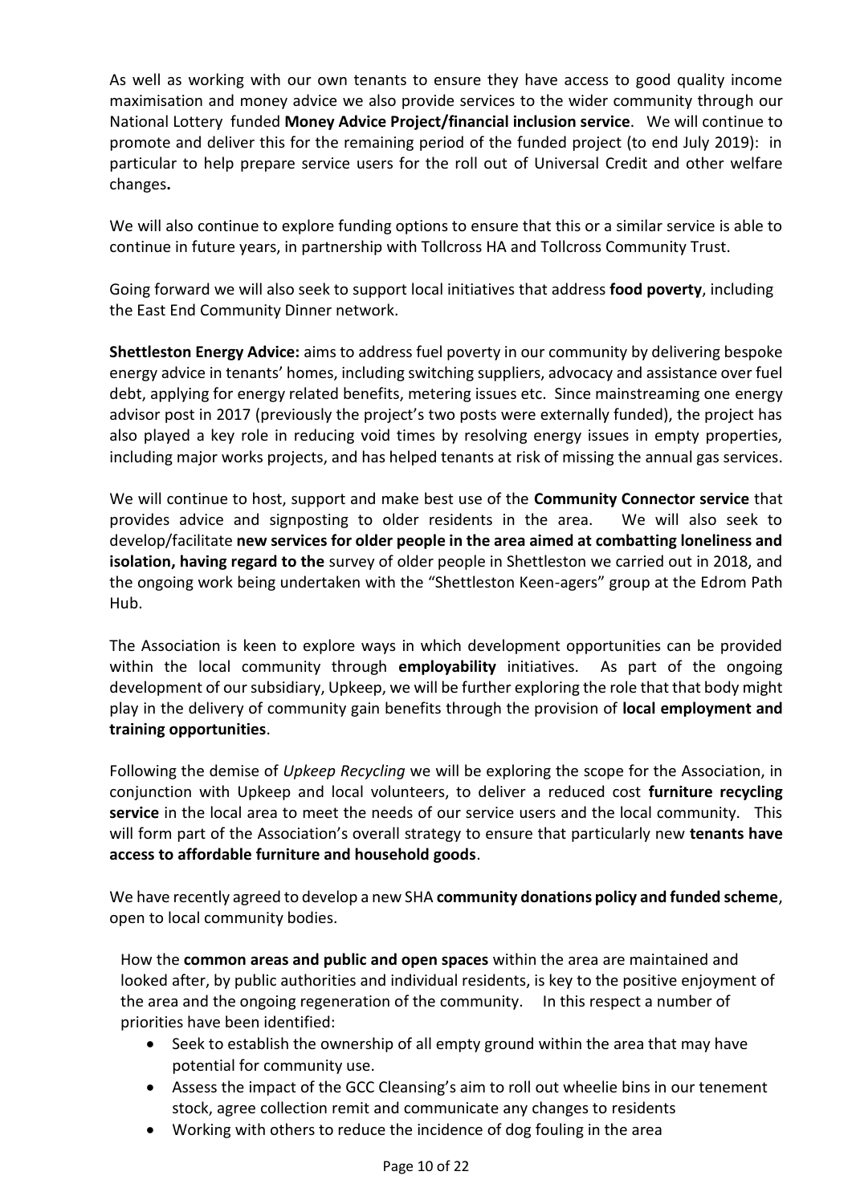As well as working with our own tenants to ensure they have access to good quality income maximisation and money advice we also provide services to the wider community through our National Lottery funded **Money Advice Project/financial inclusion service**. We will continue to promote and deliver this for the remaining period of the funded project (to end July 2019): in particular to help prepare service users for the roll out of Universal Credit and other welfare changes**.**

We will also continue to explore funding options to ensure that this or a similar service is able to continue in future years, in partnership with Tollcross HA and Tollcross Community Trust.

Going forward we will also seek to support local initiatives that address **food poverty**, including the East End Community Dinner network.

**Shettleston Energy Advice:** aims to address fuel poverty in our community by delivering bespoke energy advice in tenants' homes, including switching suppliers, advocacy and assistance over fuel debt, applying for energy related benefits, metering issues etc. Since mainstreaming one energy advisor post in 2017 (previously the project's two posts were externally funded), the project has also played a key role in reducing void times by resolving energy issues in empty properties, including major works projects, and has helped tenants at risk of missing the annual gas services.

We will continue to host, support and make best use of the **Community Connector service** that provides advice and signposting to older residents in the area. We will also seek to develop/facilitate **new services for older people in the area aimed at combatting loneliness and isolation, having regard to the** survey of older people in Shettleston we carried out in 2018, and the ongoing work being undertaken with the "Shettleston Keen-agers" group at the Edrom Path Hub.

The Association is keen to explore ways in which development opportunities can be provided within the local community through **employability** initiatives. As part of the ongoing development of our subsidiary, Upkeep, we will be further exploring the role that that body might play in the delivery of community gain benefits through the provision of **local employment and training opportunities**.

Following the demise of *Upkeep Recycling* we will be exploring the scope for the Association, in conjunction with Upkeep and local volunteers, to deliver a reduced cost **furniture recycling service** in the local area to meet the needs of our service users and the local community. This will form part of the Association's overall strategy to ensure that particularly new **tenants have access to affordable furniture and household goods**.

We have recently agreed to develop a new SHA **community donations policy and funded scheme**, open to local community bodies.

How the **common areas and public and open spaces** within the area are maintained and looked after, by public authorities and individual residents, is key to the positive enjoyment of the area and the ongoing regeneration of the community. In this respect a number of priorities have been identified:

- Seek to establish the ownership of all empty ground within the area that may have potential for community use.
- Assess the impact of the GCC Cleansing's aim to roll out wheelie bins in our tenement stock, agree collection remit and communicate any changes to residents
- Working with others to reduce the incidence of dog fouling in the area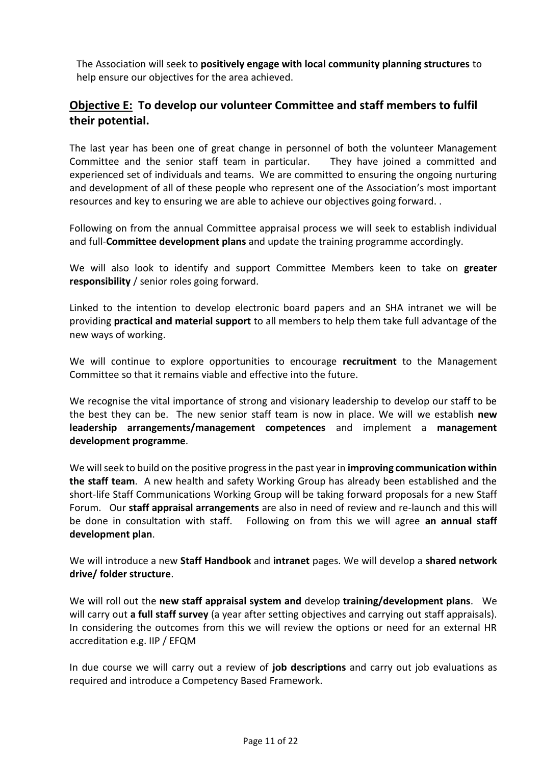The Association will seek to **positively engage with local community planning structures** to help ensure our objectives for the area achieved.

## Objective E: To develop our volunteer Committee and staff members to fulfil their potential.

The last year has been one of great change in personnel of both the volunteer Management Committee and the senior staff team in particular. They have joined a committed and experienced set of individuals and teams. We are committed to ensuring the ongoing nurturing and development of all of these people who represent one of the Association's most important resources and key to ensuring we are able to achieve our objectives going forward. .

Following on from the annual Committee appraisal process we will seek to establish individual and full-**Committee development plans** and update the training programme accordingly.

We will also look to identify and support Committee Members keen to take on **greater responsibility** / senior roles going forward.

Linked to the intention to develop electronic board papers and an SHA intranet we will be providing **practical and material support** to all members to help them take full advantage of the new ways of working.

We will continue to explore opportunities to encourage **recruitment** to the Management Committee so that it remains viable and effective into the future.

We recognise the vital importance of strong and visionary leadership to develop our staff to be the best they can be. The new senior staff team is now in place. We will we establish **new leadership arrangements/management competences** and implement a **management development programme**.

We will seek to build on the positive progress in the past year in **improving communication within the staff team**. A new health and safety Working Group has already been established and the short-life Staff Communications Working Group will be taking forward proposals for a new Staff Forum. Our **staff appraisal arrangements** are also in need of review and re-launch and this will be done in consultation with staff. Following on from this we will agree **an annual staff development plan**.

We will introduce a new **Staff Handbook** and **intranet** pages. We will develop a **shared network drive/ folder structure**.

We will roll out the **new staff appraisal system and** develop **training/development plans**. We will carry out **a full staff survey** (a year after setting objectives and carrying out staff appraisals). In considering the outcomes from this we will review the options or need for an external HR accreditation e.g. IIP / EFQM

In due course we will carry out a review of **job descriptions** and carry out job evaluations as required and introduce a Competency Based Framework.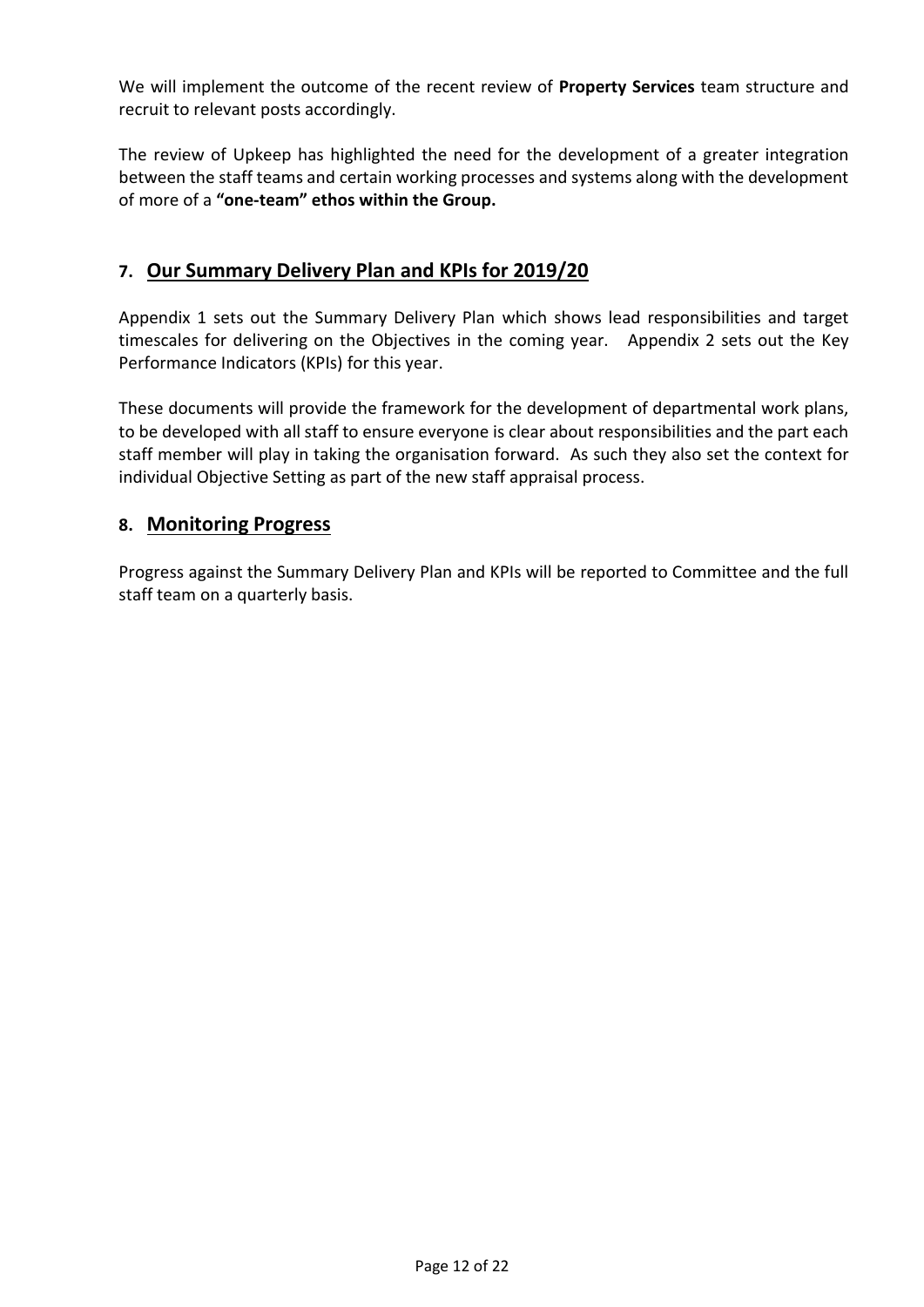We will implement the outcome of the recent review of **Property Services** team structure and recruit to relevant posts accordingly.

The review of Upkeep has highlighted the need for the development of a greater integration between the staff teams and certain working processes and systems along with the development of more of a **"one-team" ethos within the Group.**

## 7. Our Summary Delivery Plan and KPIs for 2019/20

Appendix 1 sets out the Summary Delivery Plan which shows lead responsibilities and target timescales for delivering on the Objectives in the coming year. Appendix 2 sets out the Key Performance Indicators (KPIs) for this year.

These documents will provide the framework for the development of departmental work plans, to be developed with all staff to ensure everyone is clear about responsibilities and the part each staff member will play in taking the organisation forward. As such they also set the context for individual Objective Setting as part of the new staff appraisal process.

## 8. Monitoring Progress

Progress against the Summary Delivery Plan and KPIs will be reported to Committee and the full staff team on a quarterly basis.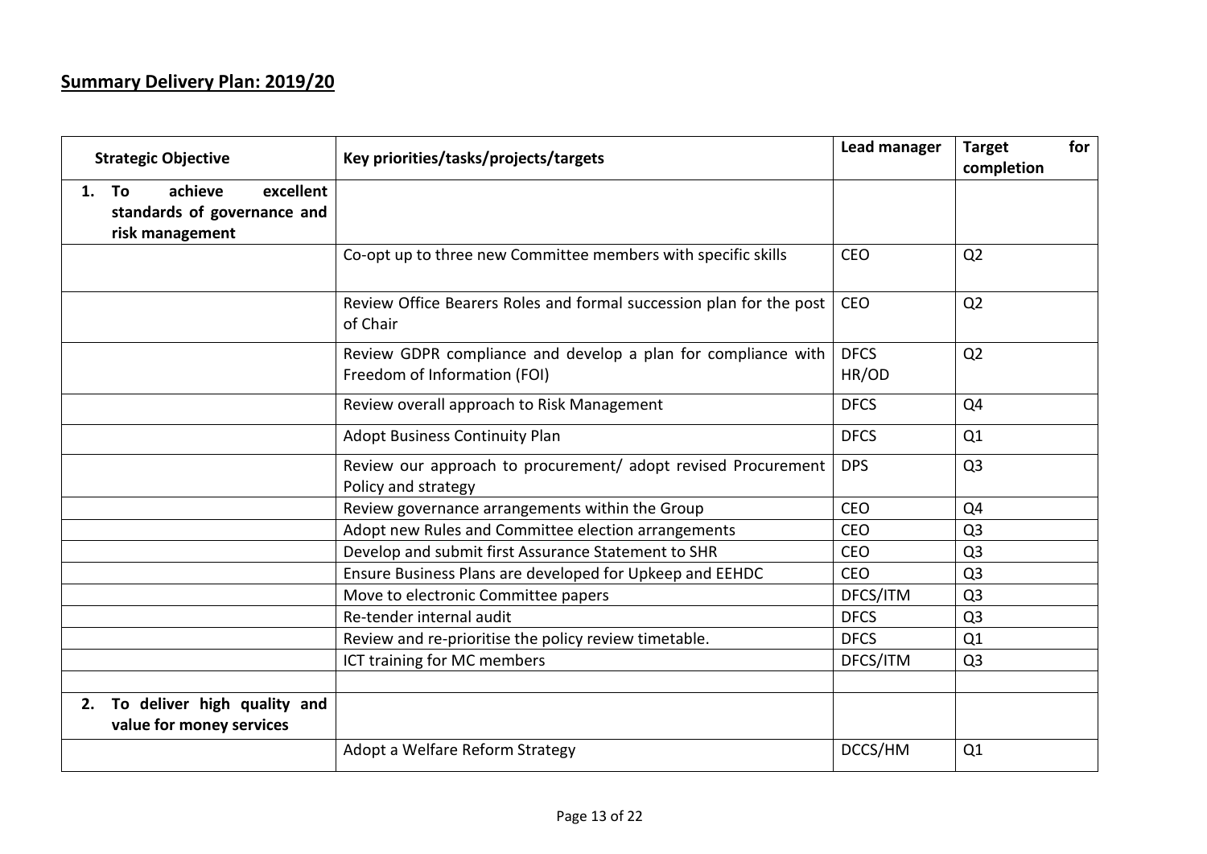## Summary Delivery Plan: 2019/20

| Strategic Objective | Key priorities/tasks/projects/targets | Lead manager | Target for completion |
|---|---|---|---|
| **1. To achieve excellent standards of governance and risk management** | | | |
| | Co-opt up to three new Committee members with specific skills | CEO | Q2 |
| | Review Office Bearers Roles and formal succession plan for the post of Chair | CEO | Q2 |
| | Review GDPR compliance and develop a plan for compliance with Freedom of Information (FOI) | DFCS HR/OD | Q2 |
| | Review overall approach to Risk Management | DFCS | Q4 |
| | Adopt Business Continuity Plan | DFCS | Q1 |
| | Review our approach to procurement/ adopt revised Procurement Policy and strategy | DPS | Q3 |
| | Review governance arrangements within the Group | CEO | Q4 |
| | Adopt new Rules and Committee election arrangements | CEO | Q3 |
| | Develop and submit first Assurance Statement to SHR | CEO | Q3 |
| | Ensure Business Plans are developed for Upkeep and EEHDC | CEO | Q3 |
| | Move to electronic Committee papers | DFCS/ITM | Q3 |
| | Re-tender internal audit | DFCS | Q3 |
| | Review and re-prioritise the policy review timetable. | DFCS | Q1 |
| | ICT training for MC members | DFCS/ITM | Q3 |
| | | | |
| **2. To deliver high quality and value for money services** | | | |
| | Adopt a Welfare Reform Strategy | DCCS/HM | Q1 |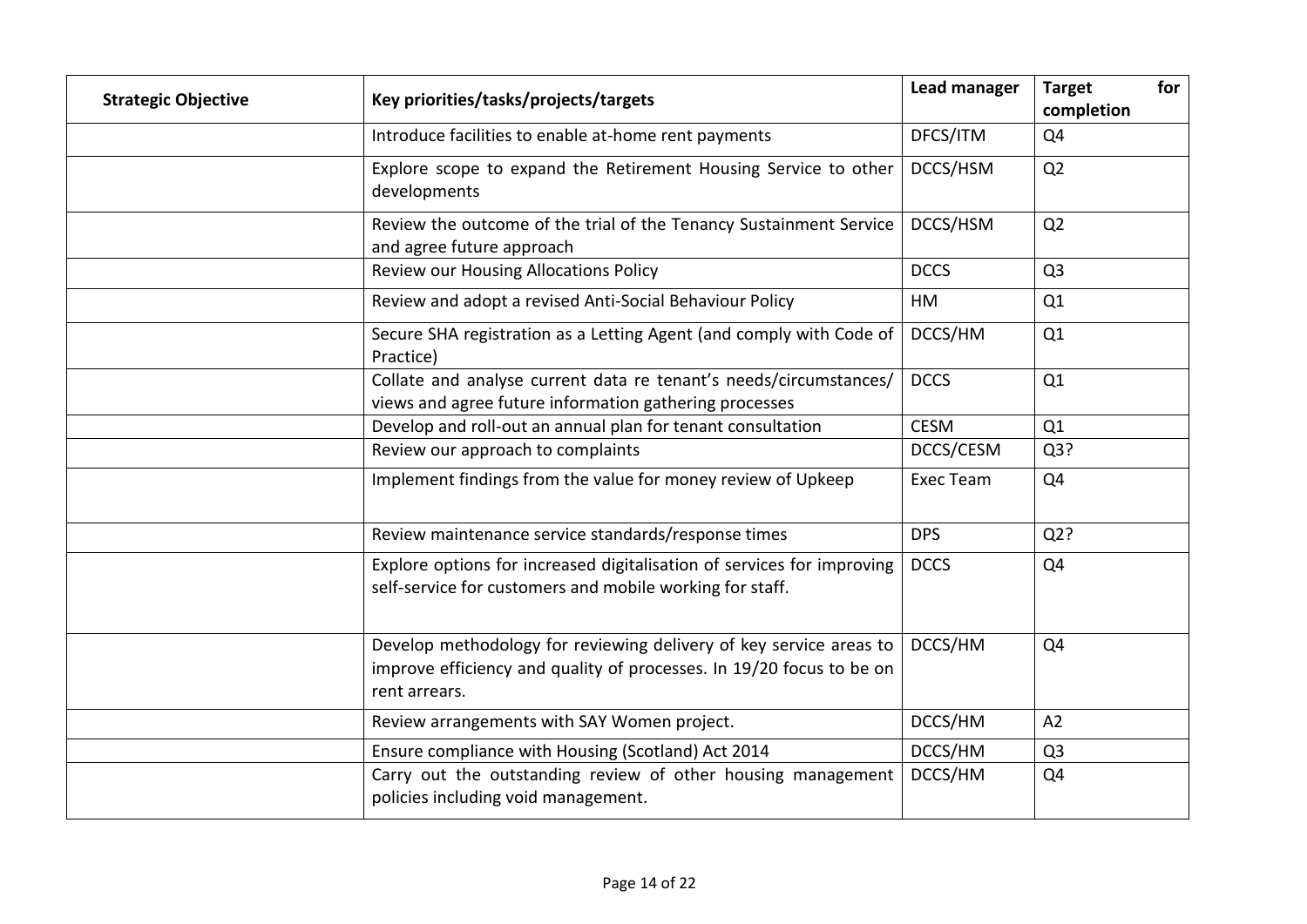| Strategic Objective | Key priorities/tasks/projects/targets | Lead manager | Target for completion |
|---|---|---|---|
| | Introduce facilities to enable at-home rent payments | DFCS/ITM | Q4 |
| | Explore scope to expand the Retirement Housing Service to other developments | DCCS/HSM | Q2 |
| | Review the outcome of the trial of the Tenancy Sustainment Service and agree future approach | DCCS/HSM | Q2 |
| | Review our Housing Allocations Policy | DCCS | Q3 |
| | Review and adopt a revised Anti-Social Behaviour Policy | HM | Q1 |
| | Secure SHA registration as a Letting Agent (and comply with Code of Practice) | DCCS/HM | Q1 |
| | Collate and analyse current data re tenant's needs/circumstances/ views and agree future information gathering processes | DCCS | Q1 |
| | Develop and roll-out an annual plan for tenant consultation | CESM | Q1 |
| | Review our approach to complaints | DCCS/CESM | Q3? |
| | Implement findings from the value for money review of Upkeep | Exec Team | Q4 |
| | Review maintenance service standards/response times | DPS | Q2? |
| | Explore options for increased digitalisation of services for improving self-service for customers and mobile working for staff. | DCCS | Q4 |
| | Develop methodology for reviewing delivery of key service areas to improve efficiency and quality of processes. In 19/20 focus to be on rent arrears. | DCCS/HM | Q4 |
| | Review arrangements with SAY Women project. | DCCS/HM | A2 |
| | Ensure compliance with Housing (Scotland) Act 2014 | DCCS/HM | Q3 |
| | Carry out the outstanding review of other housing management policies including void management. | DCCS/HM | Q4 |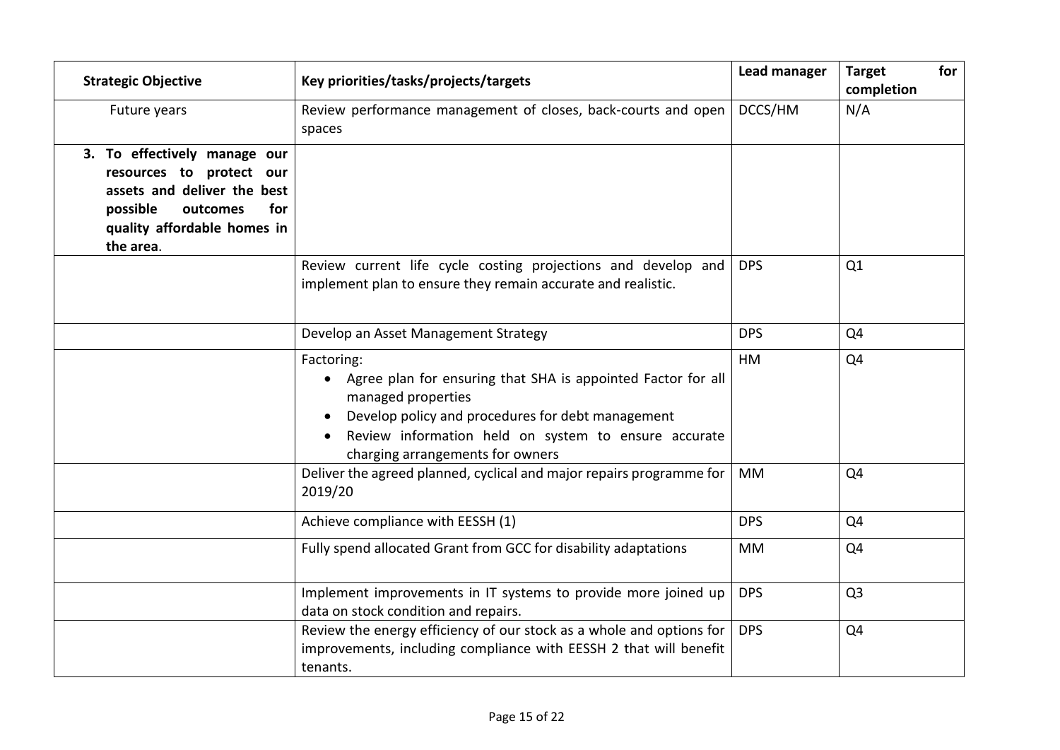| Strategic Objective | Key priorities/tasks/projects/targets | Lead manager | Target for completion |
|---|---|---|---|
| Future years | Review performance management of closes, back-courts and open spaces | DCCS/HM | N/A |
| **3. To effectively manage our resources to protect our assets and deliver the best possible outcomes for quality affordable homes in the area**. | | | |
| | Review current life cycle costing projections and develop and implement plan to ensure they remain accurate and realistic. | DPS | Q1 |
| | Develop an Asset Management Strategy | DPS | Q4 |
| | Factoring: <br>• Agree plan for ensuring that SHA is appointed Factor for all managed properties <br>• Develop policy and procedures for debt management <br>• Review information held on system to ensure accurate charging arrangements for owners | HM | Q4 |
| | Deliver the agreed planned, cyclical and major repairs programme for 2019/20 | MM | Q4 |
| | Achieve compliance with EESSH (1) | DPS | Q4 |
| | Fully spend allocated Grant from GCC for disability adaptations | MM | Q4 |
| | Implement improvements in IT systems to provide more joined up data on stock condition and repairs. | DPS | Q3 |
| | Review the energy efficiency of our stock as a whole and options for improvements, including compliance with EESSH 2 that will benefit tenants. | DPS | Q4 |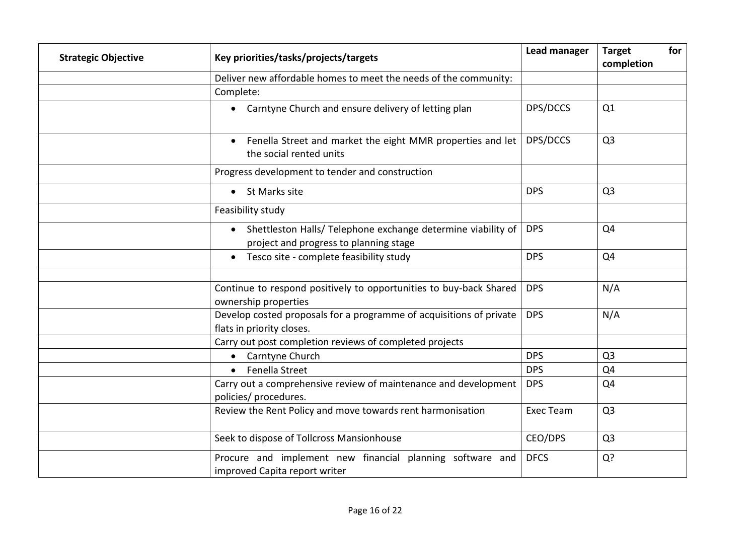| Strategic Objective | Key priorities/tasks/projects/targets | Lead manager | Target for completion |
|---|---|---|---|
| | Deliver new affordable homes to meet the needs of the community: | | |
| | Complete: | | |
| | • Carntyne Church and ensure delivery of letting plan | DPS/DCCS | Q1 |
| | • Fenella Street and market the eight MMR properties and let the social rented units | DPS/DCCS | Q3 |
| | Progress development to tender and construction | | |
| | • St Marks site | DPS | Q3 |
| | Feasibility study | | |
| | • Shettleston Halls/ Telephone exchange determine viability of project and progress to planning stage | DPS | Q4 |
| | • Tesco site - complete feasibility study | DPS | Q4 |
| | | | |
| | Continue to respond positively to opportunities to buy-back Shared ownership properties | DPS | N/A |
| | Develop costed proposals for a programme of acquisitions of private flats in priority closes. | DPS | N/A |
| | Carry out post completion reviews of completed projects | | |
| | • Carntyne Church | DPS | Q3 |
| | • Fenella Street | DPS | Q4 |
| | Carry out a comprehensive review of maintenance and development policies/ procedures. | DPS | Q4 |
| | Review the Rent Policy and move towards rent harmonisation | Exec Team | Q3 |
| | Seek to dispose of Tollcross Mansionhouse | CEO/DPS | Q3 |
| | Procure and implement new financial planning software and improved Capita report writer | DFCS | Q? |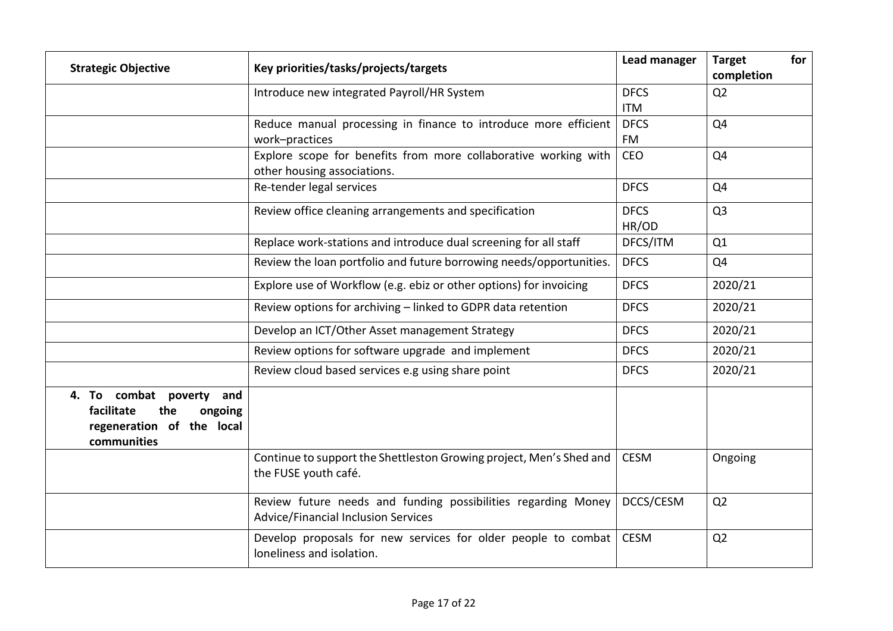| Strategic Objective | Key priorities/tasks/projects/targets | Lead manager | Target for completion |
|---|---|---|---|
| | Introduce new integrated Payroll/HR System | DFCS ITM | Q2 |
| | Reduce manual processing in finance to introduce more efficient work–practices | DFCS FM | Q4 |
| | Explore scope for benefits from more collaborative working with other housing associations. | CEO | Q4 |
| | Re-tender legal services | DFCS | Q4 |
| | Review office cleaning arrangements and specification | DFCS HR/OD | Q3 |
| | Replace work-stations and introduce dual screening for all staff | DFCS/ITM | Q1 |
| | Review the loan portfolio and future borrowing needs/opportunities. | DFCS | Q4 |
| | Explore use of Workflow (e.g. ebiz or other options) for invoicing | DFCS | 2020/21 |
| | Review options for archiving – linked to GDPR data retention | DFCS | 2020/21 |
| | Develop an ICT/Other Asset management Strategy | DFCS | 2020/21 |
| | Review options for software upgrade and implement | DFCS | 2020/21 |
| | Review cloud based services e.g using share point | DFCS | 2020/21 |
| **4. To combat poverty and facilitate the ongoing regeneration of the local communities** | | | |
| | Continue to support the Shettleston Growing project, Men's Shed and the FUSE youth café. | CESM | Ongoing |
| | Review future needs and funding possibilities regarding Money Advice/Financial Inclusion Services | DCCS/CESM | Q2 |
| | Develop proposals for new services for older people to combat loneliness and isolation. | CESM | Q2 |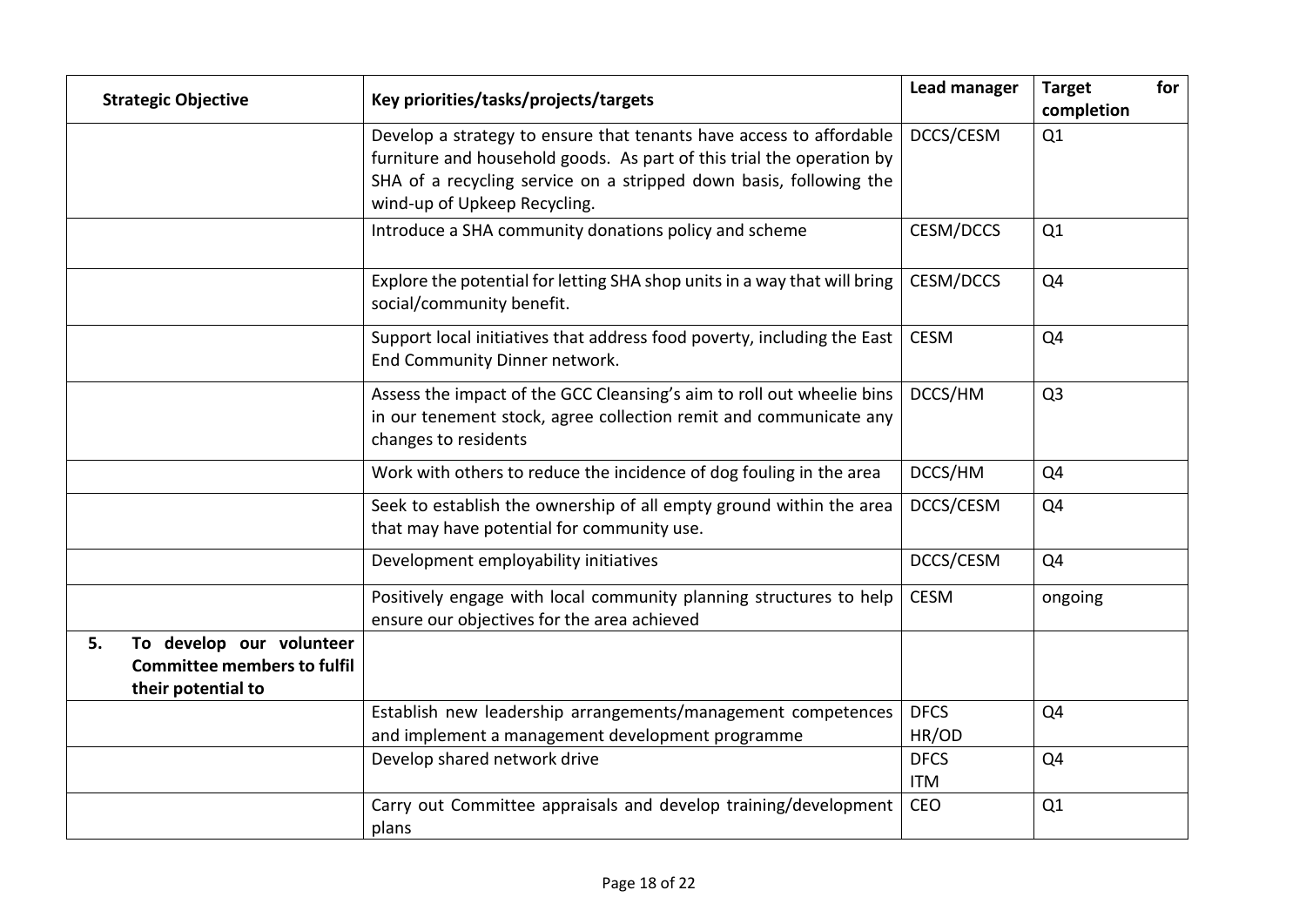| Strategic Objective | Key priorities/tasks/projects/targets | Lead manager | Target for completion |
|---|---|---|---|
| | Develop a strategy to ensure that tenants have access to affordable furniture and household goods. As part of this trial the operation by SHA of a recycling service on a stripped down basis, following the wind-up of Upkeep Recycling. | DCCS/CESM | Q1 |
| | Introduce a SHA community donations policy and scheme | CESM/DCCS | Q1 |
| | Explore the potential for letting SHA shop units in a way that will bring social/community benefit. | CESM/DCCS | Q4 |
| | Support local initiatives that address food poverty, including the East End Community Dinner network. | CESM | Q4 |
| | Assess the impact of the GCC Cleansing's aim to roll out wheelie bins in our tenement stock, agree collection remit and communicate any changes to residents | DCCS/HM | Q3 |
| | Work with others to reduce the incidence of dog fouling in the area | DCCS/HM | Q4 |
| | Seek to establish the ownership of all empty ground within the area that may have potential for community use. | DCCS/CESM | Q4 |
| | Development employability initiatives | DCCS/CESM | Q4 |
| | Positively engage with local community planning structures to help ensure our objectives for the area achieved | CESM | ongoing |
| **5. To develop our volunteer Committee members to fulfil their potential to** | | | |
| | Establish new leadership arrangements/management competences and implement a management development programme | DFCS HR/OD | Q4 |
| | Develop shared network drive | DFCS ITM | Q4 |
| | Carry out Committee appraisals and develop training/development plans | CEO | Q1 |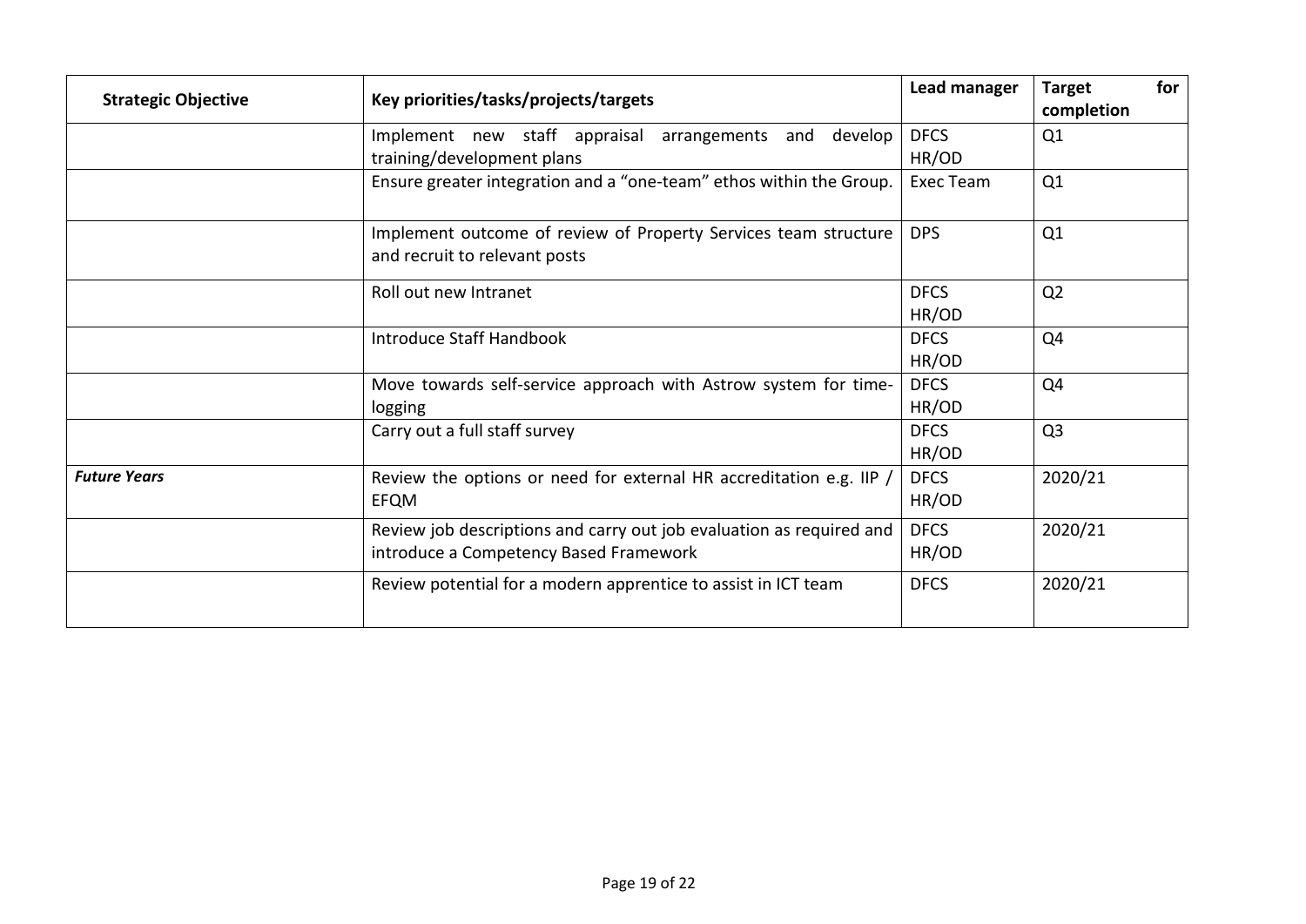| Strategic Objective | Key priorities/tasks/projects/targets | Lead manager | Target for completion |
|---|---|---|---|
| | Implement new staff appraisal arrangements and develop training/development plans | DFCS HR/OD | Q1 |
| | Ensure greater integration and a "one-team" ethos within the Group. | Exec Team | Q1 |
| | Implement outcome of review of Property Services team structure and recruit to relevant posts | DPS | Q1 |
| | Roll out new Intranet | DFCS HR/OD | Q2 |
| | Introduce Staff Handbook | DFCS HR/OD | Q4 |
| | Move towards self-service approach with Astrow system for time-logging | DFCS HR/OD | Q4 |
| | Carry out a full staff survey | DFCS HR/OD | Q3 |
| ***Future Years*** | Review the options or need for external HR accreditation e.g. IIP / EFQM | DFCS HR/OD | 2020/21 |
| | Review job descriptions and carry out job evaluation as required and introduce a Competency Based Framework | DFCS HR/OD | 2020/21 |
| | Review potential for a modern apprentice to assist in ICT team | DFCS | 2020/21 |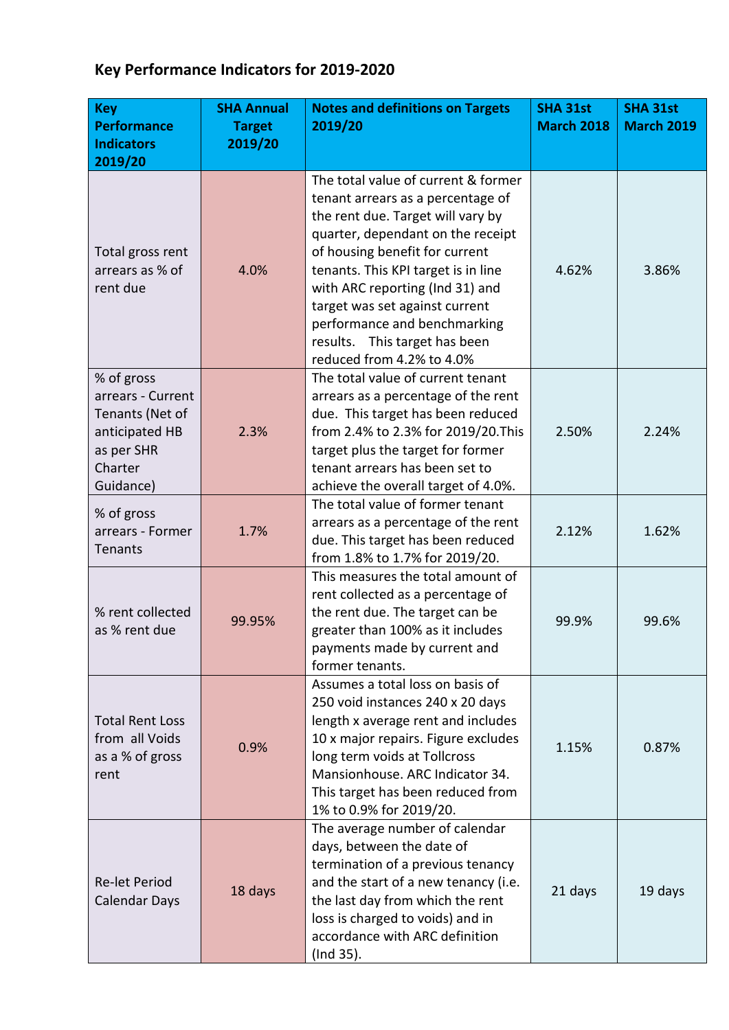## Key Performance Indicators for 2019-2020

| Key Performance Indicators 2019/20 | SHA Annual Target 2019/20 | Notes and definitions on Targets 2019/20 | SHA 31st March 2018 | SHA 31st March 2019 |
|---|---|---|---|---|
| Total gross rent arrears as % of rent due | 4.0% | The total value of current & former tenant arrears as a percentage of the rent due. Target will vary by quarter, dependant on the receipt of housing benefit for current tenants. This KPI target is in line with ARC reporting (Ind 31) and target was set against current performance and benchmarking results. This target has been reduced from 4.2% to 4.0% | 4.62% | 3.86% |
| % of gross arrears - Current Tenants (Net of anticipated HB as per SHR Charter Guidance) | 2.3% | The total value of current tenant arrears as a percentage of the rent due. This target has been reduced from 2.4% to 2.3% for 2019/20.This target plus the target for former tenant arrears has been set to achieve the overall target of 4.0%. | 2.50% | 2.24% |
| % of gross arrears - Former Tenants | 1.7% | The total value of former tenant arrears as a percentage of the rent due. This target has been reduced from 1.8% to 1.7% for 2019/20. | 2.12% | 1.62% |
| % rent collected as % rent due | 99.95% | This measures the total amount of rent collected as a percentage of the rent due. The target can be greater than 100% as it includes payments made by current and former tenants. | 99.9% | 99.6% |
| Total Rent Loss from all Voids as a % of gross rent | 0.9% | Assumes a total loss on basis of 250 void instances 240 x 20 days length x average rent and includes 10 x major repairs. Figure excludes long term voids at Tollcross Mansionhouse. ARC Indicator 34. This target has been reduced from 1% to 0.9% for 2019/20. | 1.15% | 0.87% |
| Re-let Period Calendar Days | 18 days | The average number of calendar days, between the date of termination of a previous tenancy and the start of a new tenancy (i.e. the last day from which the rent loss is charged to voids) and in accordance with ARC definition (Ind 35). | 21 days | 19 days |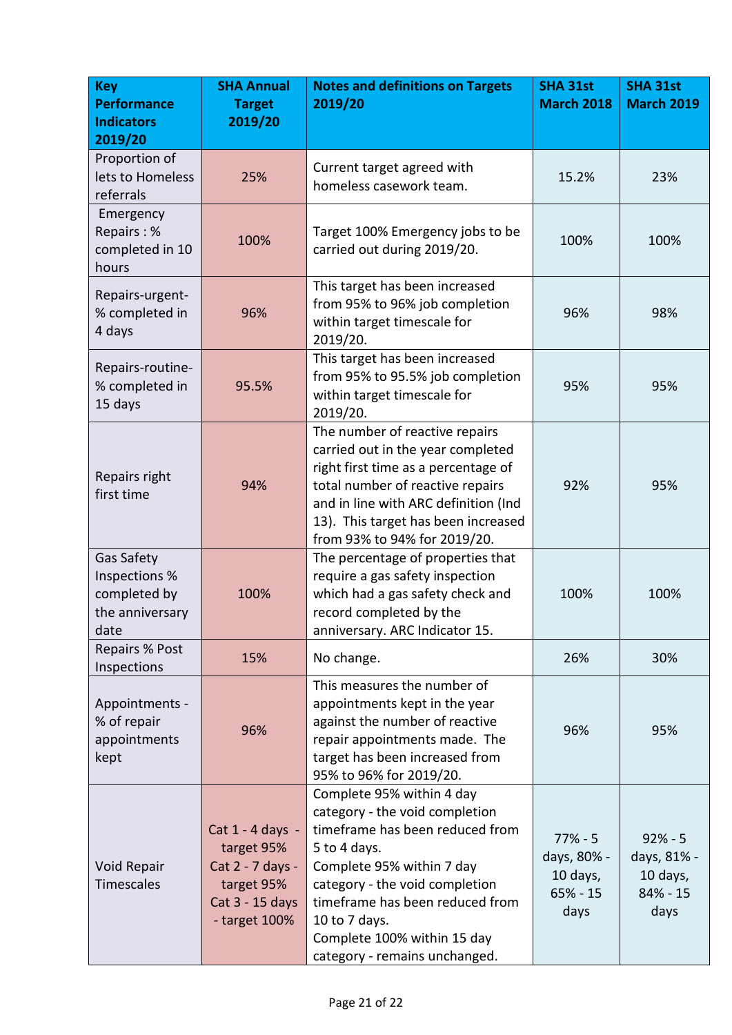| Key Performance Indicators 2019/20 | SHA Annual Target 2019/20 | Notes and definitions on Targets 2019/20 | SHA 31st March 2018 | SHA 31st March 2019 |
|---|---|---|---|---|
| Proportion of lets to Homeless referrals | 25% | Current target agreed with homeless casework team. | 15.2% | 23% |
| Emergency Repairs : % completed in 10 hours | 100% | Target 100% Emergency jobs to be carried out during 2019/20. | 100% | 100% |
| Repairs-urgent-% completed in 4 days | 96% | This target has been increased from 95% to 96% job completion within target timescale for 2019/20. | 96% | 98% |
| Repairs-routine-% completed in 15 days | 95.5% | This target has been increased from 95% to 95.5% job completion within target timescale for 2019/20. | 95% | 95% |
| Repairs right first time | 94% | The number of reactive repairs carried out in the year completed right first time as a percentage of total number of reactive repairs and in line with ARC definition (Ind 13). This target has been increased from 93% to 94% for 2019/20. | 92% | 95% |
| Gas Safety Inspections % completed by the anniversary date | 100% | The percentage of properties that require a gas safety inspection which had a gas safety check and record completed by the anniversary. ARC Indicator 15. | 100% | 100% |
| Repairs % Post Inspections | 15% | No change. | 26% | 30% |
| Appointments - % of repair appointments kept | 96% | This measures the number of appointments kept in the year against the number of reactive repair appointments made. The target has been increased from 95% to 96% for 2019/20. | 96% | 95% |
| Void Repair Timescales | Cat 1 - 4 days - target 95%<br>Cat 2 - 7 days - target 95%<br>Cat 3 - 15 days - target 100% | Complete 95% within 4 day category - the void completion timeframe has been reduced from 5 to 4 days.<br>Complete 95% within 7 day category - the void completion timeframe has been reduced from 10 to 7 days.<br>Complete 100% within 15 day category - remains unchanged. | 77% - 5 days, 80% - 10 days, 65% - 15 days | 92% - 5 days, 81% - 10 days, 84% - 15 days |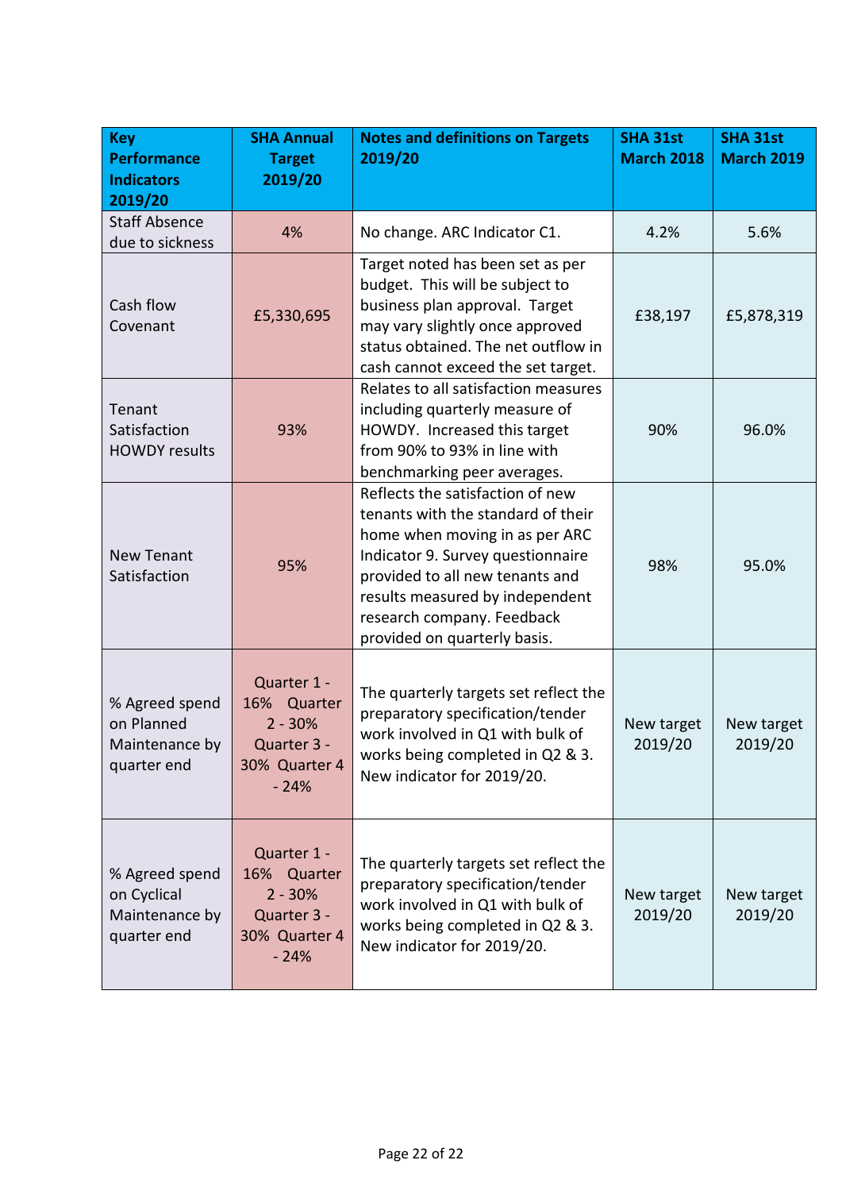| Key Performance Indicators 2019/20 | SHA Annual Target 2019/20 | Notes and definitions on Targets 2019/20 | SHA 31st March 2018 | SHA 31st March 2019 |
|---|---|---|---|---|
| Staff Absence due to sickness | 4% | No change. ARC Indicator C1. | 4.2% | 5.6% |
| Cash flow Covenant | £5,330,695 | Target noted has been set as per budget. This will be subject to business plan approval. Target may vary slightly once approved status obtained. The net outflow in cash cannot exceed the set target. | £38,197 | £5,878,319 |
| Tenant Satisfaction HOWDY results | 93% | Relates to all satisfaction measures including quarterly measure of HOWDY. Increased this target from 90% to 93% in line with benchmarking peer averages. | 90% | 96.0% |
| New Tenant Satisfaction | 95% | Reflects the satisfaction of new tenants with the standard of their home when moving in as per ARC Indicator 9. Survey questionnaire provided to all new tenants and results measured by independent research company. Feedback provided on quarterly basis. | 98% | 95.0% |
| % Agreed spend on Planned Maintenance by quarter end | Quarter 1 - 16% Quarter 2 - 30% Quarter 3 - 30% Quarter 4 - 24% | The quarterly targets set reflect the preparatory specification/tender work involved in Q1 with bulk of works being completed in Q2 & 3. New indicator for 2019/20. | New target 2019/20 | New target 2019/20 |
| % Agreed spend on Cyclical Maintenance by quarter end | Quarter 1 - 16% Quarter 2 - 30% Quarter 3 - 30% Quarter 4 - 24% | The quarterly targets set reflect the preparatory specification/tender work involved in Q1 with bulk of works being completed in Q2 & 3. New indicator for 2019/20. | New target 2019/20 | New target 2019/20 |